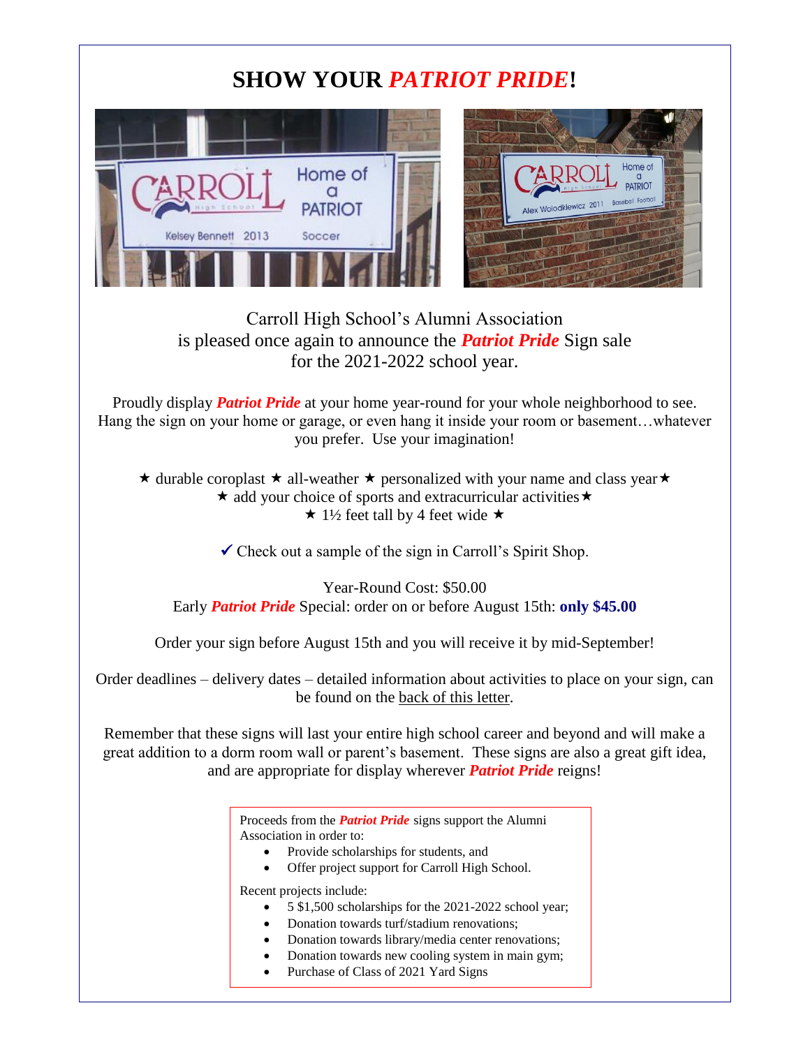# SHOW YOUR ***PATRIOT PRIDE***!

Carroll High School's Alumni Association
is pleased once again to announce the ***Patriot Pride*** Sign sale
for the 2021-2022 school year.

Proudly display ***Patriot Pride*** at your home year-round for your whole neighborhood to see. Hang the sign on your home or garage, or even hang it inside your room or basement…whatever you prefer. Use your imagination!

★ durable coroplast ★ all-weather ★ personalized with your name and class year★
★ add your choice of sports and extracurricular activities★
★ 1½ feet tall by 4 feet wide ★

✓ Check out a sample of the sign in Carroll's Spirit Shop.

Year-Round Cost: $50.00
Early ***Patriot Pride*** Special: order on or before August 15th: **only $45.00**

Order your sign before August 15th and you will receive it by mid-September!

Order deadlines – delivery dates – detailed information about activities to place on your sign, can be found on the back of this letter.

Remember that these signs will last your entire high school career and beyond and will make a great addition to a dorm room wall or parent's basement. These signs are also a great gift idea, and are appropriate for display wherever ***Patriot Pride*** reigns!

Proceeds from the ***Patriot Pride*** signs support the Alumni Association in order to:

- Provide scholarships for students, and
- Offer project support for Carroll High School.

Recent projects include:

- 5 $1,500 scholarships for the 2021-2022 school year;
- Donation towards turf/stadium renovations;
- Donation towards library/media center renovations;
- Donation towards new cooling system in main gym;
- Purchase of Class of 2021 Yard Signs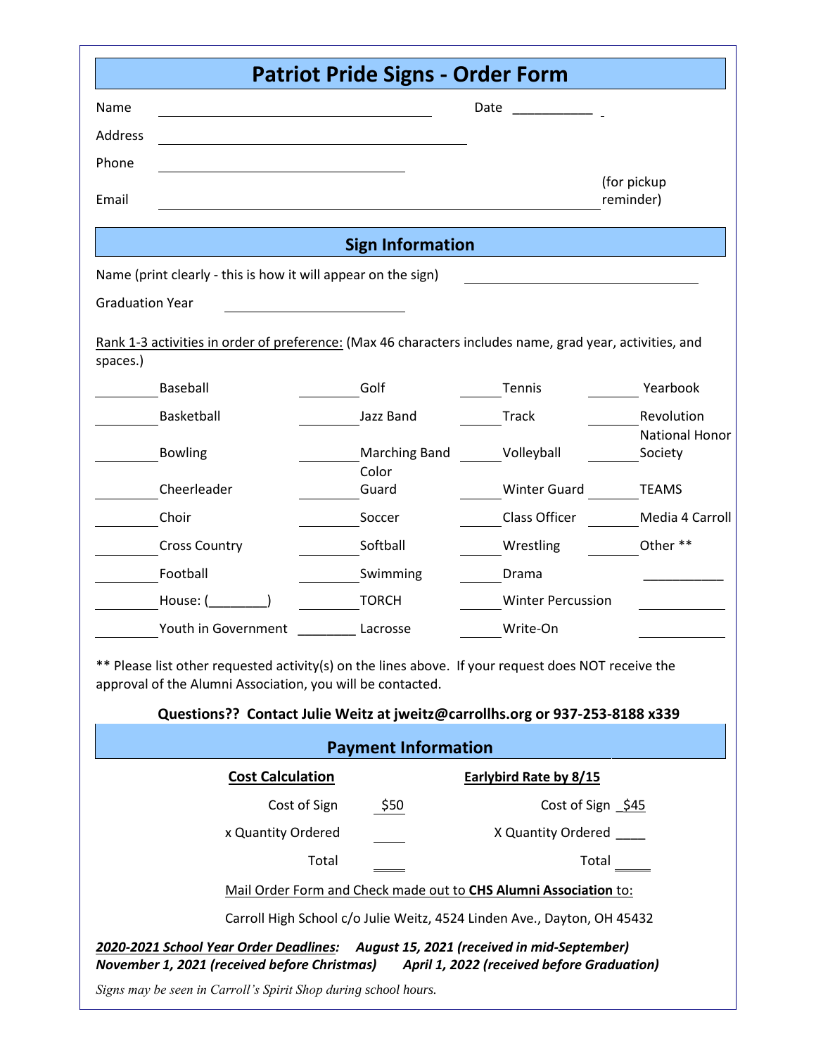# Patriot Pride Signs - Order Form

Name ______________________ Date ___________

Address ______________________

Phone ______________________

Email ______________________ (for pickup reminder)

## Sign Information

Name (print clearly - this is how it will appear on the sign) ______________________

Graduation Year ______________________

Rank 1-3 activities in order of preference: (Max 46 characters includes name, grad year, activities, and spaces.)

| | | | |
|---|---|---|---|
| ____ Baseball | ____ Golf | ____ Tennis | ____ Yearbook |
| ____ Basketball | ____ Jazz Band | ____ Track | ____ Revolution |
| ____ Bowling | ____ Marching Band | ____ Volleyball | ____ National Honor Society |
| ____ Cheerleader | ____ Color Guard | ____ Winter Guard | ____ TEAMS |
| ____ Choir | ____ Soccer | ____ Class Officer | ____ Media 4 Carroll |
| ____ Cross Country | ____ Softball | ____ Wrestling | ____ Other ** |
| ____ Football | ____ Swimming | ____ Drama | ___________ |
| ____ House: (________) | ____ TORCH | ____ Winter Percussion | ___________ |
| ____ Youth in Government | ____ Lacrosse | ____ Write-On | ___________ |

** Please list other requested activity(s) on the lines above. If your request does NOT receive the approval of the Alumni Association, you will be contacted.

**Questions?? Contact Julie Weitz at jweitz@carrollhs.org or 937-253-8188 x339**

## Payment Information

| Cost Calculation | | Earlybird Rate by 8/15 | |
|---|---|---|---|
| Cost of Sign | $50 | Cost of Sign | $45 |
| x Quantity Ordered | ____ | X Quantity Ordered | ____ |
| Total | ____ | Total | ____ |

Mail Order Form and Check made out to **CHS Alumni Association** to:

Carroll High School c/o Julie Weitz, 4524 Linden Ave., Dayton, OH 45432

***2020-2021 School Year Order Deadlines:*** ***August 15, 2021 (received in mid-September)*** ***November 1, 2021 (received before Christmas)*** ***April 1, 2022 (received before Graduation)***

*Signs may be seen in Carroll's Spirit Shop during school hours.*